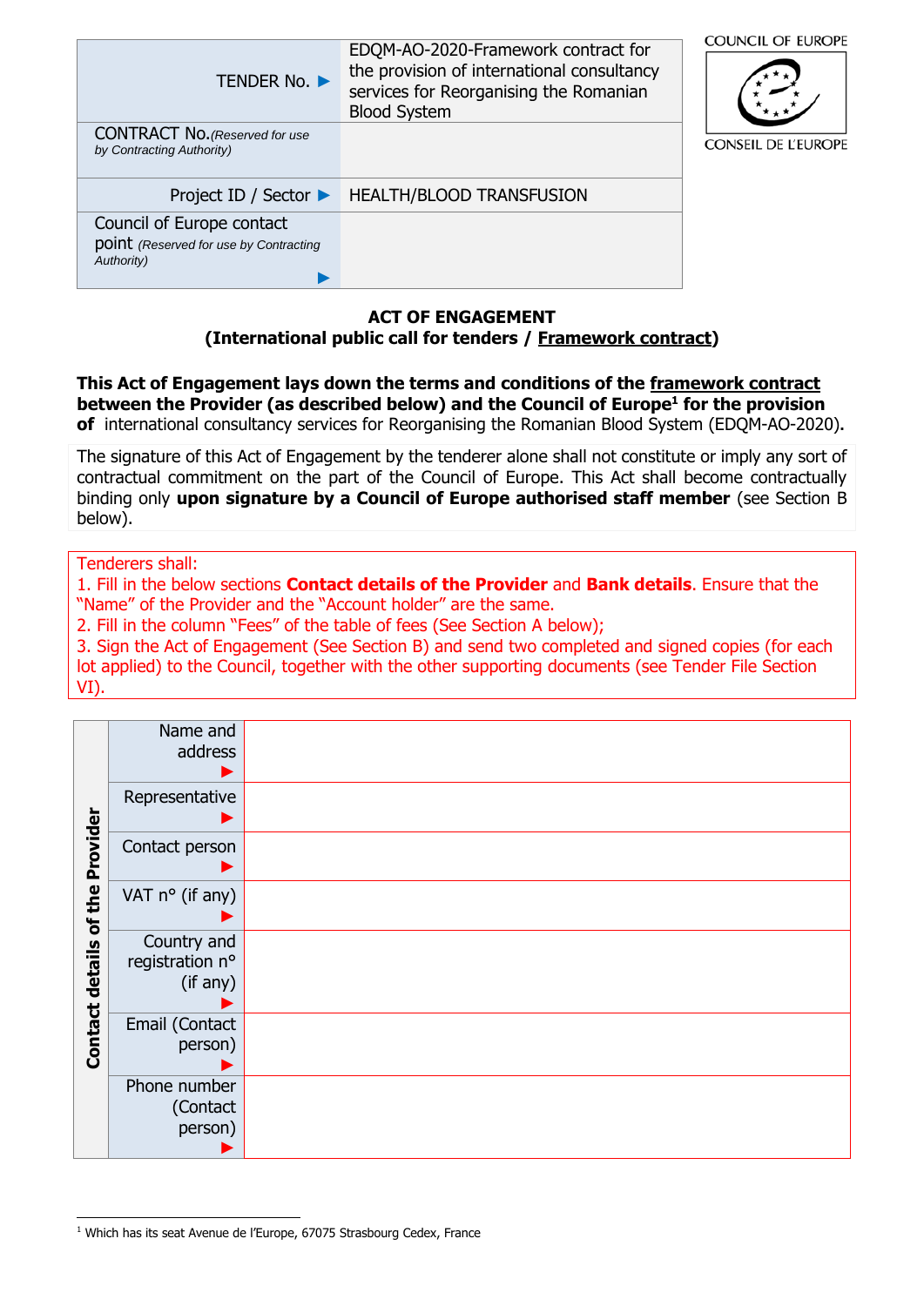| | |
|---|---|
| TENDER No. ▶ | EDQM-AO-2020-Framework contract for the provision of international consultancy services for Reorganising the Romanian Blood System |
| CONTRACT No. *(Reserved for use by Contracting Authority)* | |
| Project ID / Sector ▶ | HEALTH/BLOOD TRANSFUSION |
| Council of Europe contact point *(Reserved for use by Contracting Authority)* ▶ | |

COUNCIL OF EUROPE

CONSEIL DE L'EUROPE

**ACT OF ENGAGEMENT**
**(International public call for tenders / Framework contract)**

**This Act of Engagement lays down the terms and conditions of the framework contract between the Provider (as described below) and the Council of Europe[1] for the provision of** international consultancy services for Reorganising the Romanian Blood System (EDQM-AO-2020).

The signature of this Act of Engagement by the tenderer alone shall not constitute or imply any sort of contractual commitment on the part of the Council of Europe. This Act shall become contractually binding only **upon signature by a Council of Europe authorised staff member** (see Section B below).

Tenderers shall:
1. Fill in the below sections **Contact details of the Provider** and **Bank details**. Ensure that the "Name" of the Provider and the "Account holder" are the same.
2. Fill in the column "Fees" of the table of fees (See Section A below);
3. Sign the Act of Engagement (See Section B) and send two completed and signed copies (for each lot applied) to the Council, together with the other supporting documents (see Tender File Section VI).

| Contact details of the Provider | | |
|---|---|---|
| | Name and address ▶ | |
| | Representative ▶ | |
| | Contact person ▶ | |
| | VAT n° (if any) ▶ | |
| | Country and registration n° (if any) ▶ | |
| | Email (Contact person) ▶ | |
| | Phone number (Contact person) ▶ | |

[1] Which has its seat Avenue de l'Europe, 67075 Strasbourg Cedex, France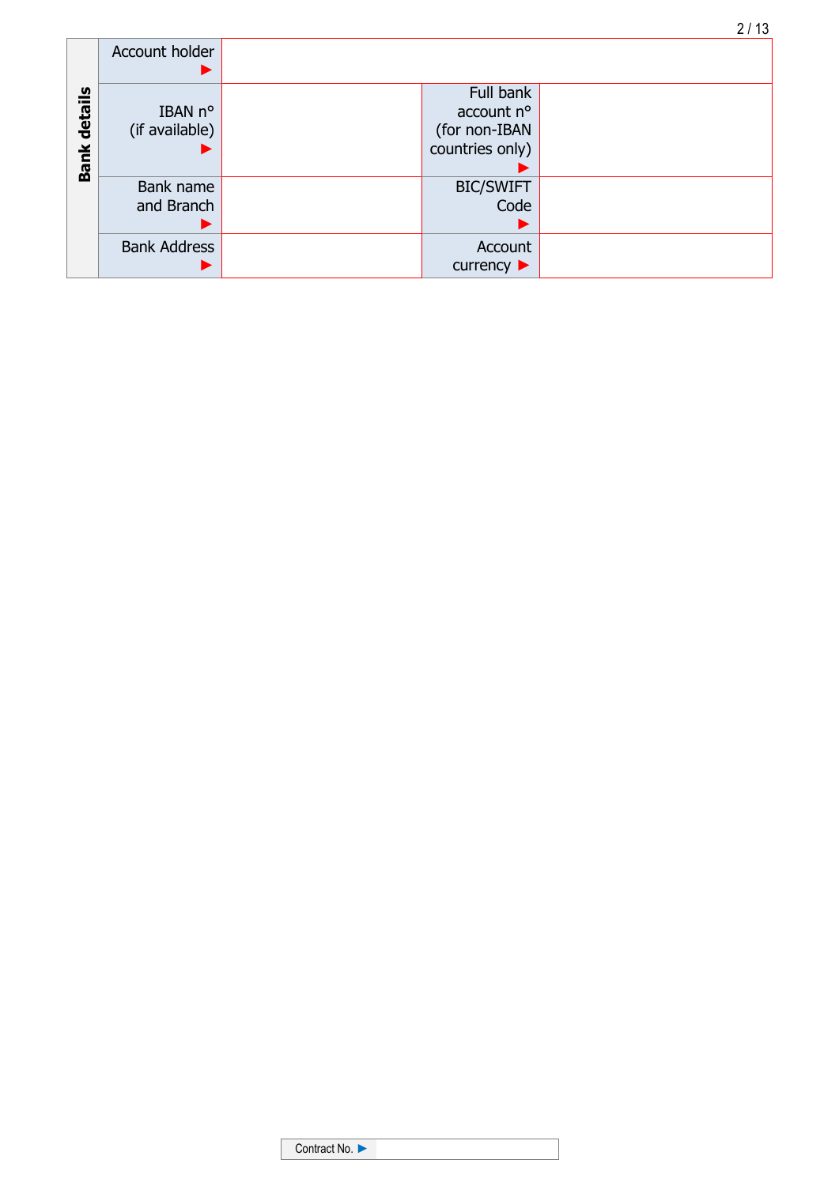| Bank details | | | | |
|---|---|---|---|---|
| | Account holder ► | | | |
| | IBAN n° (if available) ► | | Full bank account n° (for non-IBAN countries only) ► | |
| | Bank name and Branch ► | | BIC/SWIFT Code ► | |
| | Bank Address ► | | Account currency ► | |

Contract No. ►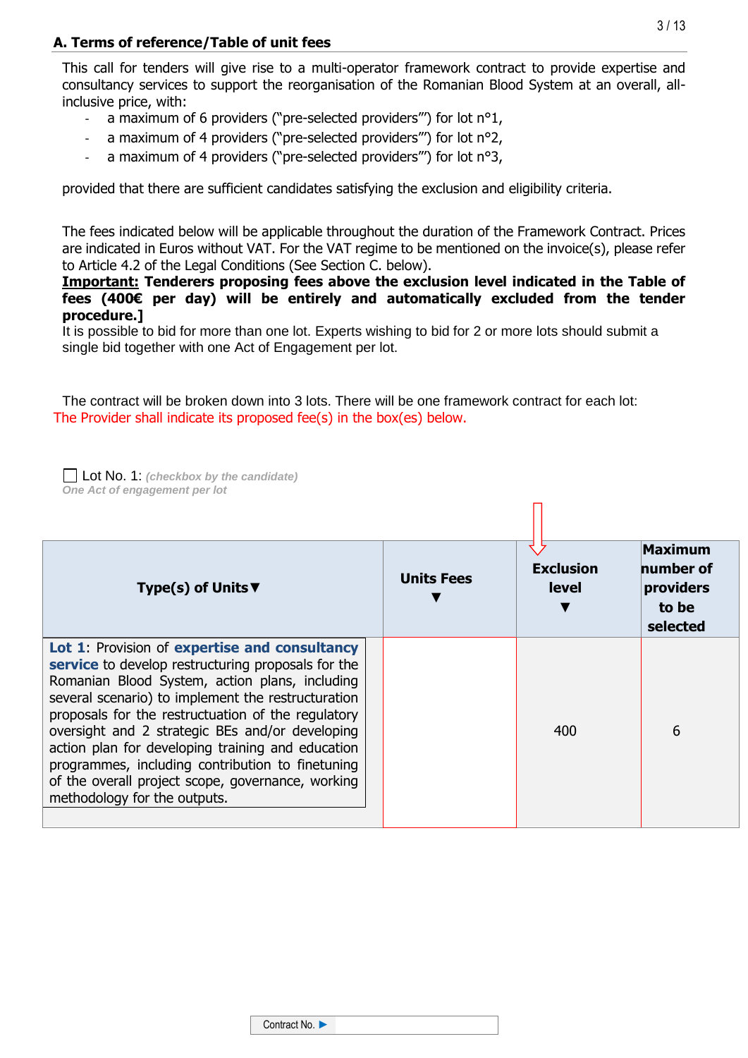## A. Terms of reference/Table of unit fees

This call for tenders will give rise to a multi-operator framework contract to provide expertise and consultancy services to support the reorganisation of the Romanian Blood System at an overall, all-inclusive price, with:

- a maximum of 6 providers ("pre-selected providers"") for lot n°1,
- a maximum of 4 providers ("pre-selected providers"") for lot n°2,
- a maximum of 4 providers ("pre-selected providers"") for lot n°3,

provided that there are sufficient candidates satisfying the exclusion and eligibility criteria.

The fees indicated below will be applicable throughout the duration of the Framework Contract. Prices are indicated in Euros without VAT. For the VAT regime to be mentioned on the invoice(s), please refer to Article 4.2 of the Legal Conditions (See Section C. below).

**Important: Tenderers proposing fees above the exclusion level indicated in the Table of fees (400€ per day) will be entirely and automatically excluded from the tender procedure.]**

It is possible to bid for more than one lot. Experts wishing to bid for 2 or more lots should submit a single bid together with one Act of Engagement per lot.

The contract will be broken down into 3 lots. There will be one framework contract for each lot:

The Provider shall indicate its proposed fee(s) in the box(es) below.

☐ Lot No. 1: *(checkbox by the candidate)*

*One Act of engagement per lot*

| Type(s) of Units ▼ | Units Fees ▼ | Exclusion level ▼ | Maximum number of providers to be selected |
|---|---|---|---|
| **Lot 1**: Provision of **expertise and consultancy service** to develop restructuring proposals for the Romanian Blood System, action plans, including several scenario) to implement the restructuration proposals for the restructuation of the regulatory oversight and 2 strategic BEs and/or developing action plan for developing training and education programmes, including contribution to finetuning of the overall project scope, governance, working methodology for the outputs. | | 400 | 6 |

Contract No. ▶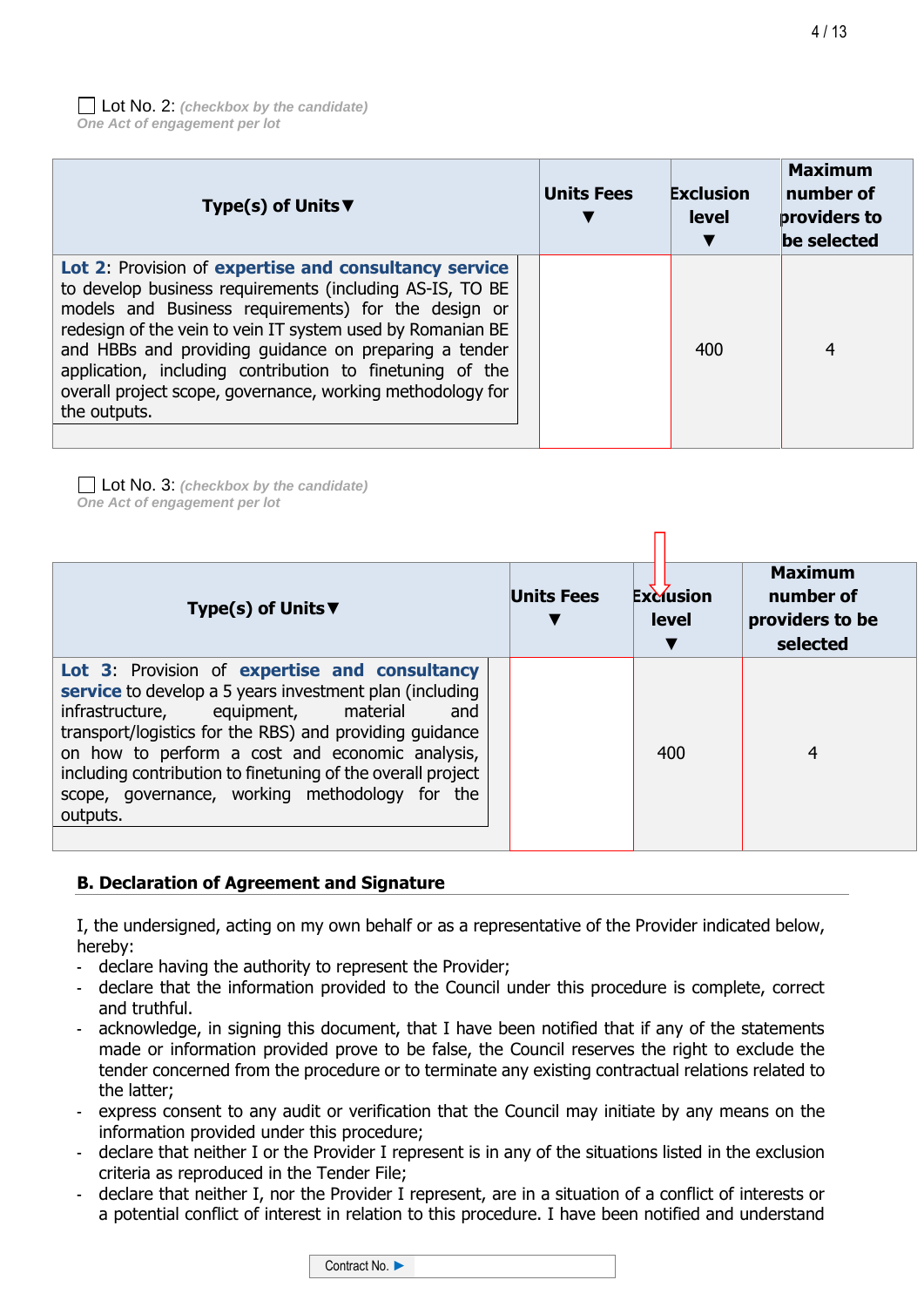☐ Lot No. 2: *(checkbox by the candidate)*
*One Act of engagement per lot*

| Type(s) of Units▼ | Units Fees ▼ | Exclusion level ▼ | Maximum number of providers to be selected |
|---|---|---|---|
| **Lot 2**: Provision of **expertise and consultancy service** to develop business requirements (including AS-IS, TO BE models and Business requirements) for the design or redesign of the vein to vein IT system used by Romanian BE and HBBs and providing guidance on preparing a tender application, including contribution to finetuning of the overall project scope, governance, working methodology for the outputs. | | 400 | 4 |

☐ Lot No. 3: *(checkbox by the candidate)*
*One Act of engagement per lot*

| Type(s) of Units▼ | Units Fees ▼ | Exclusion level ▼ | Maximum number of providers to be selected |
|---|---|---|---|
| **Lot 3**: Provision of **expertise and consultancy service** to develop a 5 years investment plan (including infrastructure, equipment, material and transport/logistics for the RBS) and providing guidance on how to perform a cost and economic analysis, including contribution to finetuning of the overall project scope, governance, working methodology for the outputs. | | 400 | 4 |

## B. Declaration of Agreement and Signature

I, the undersigned, acting on my own behalf or as a representative of the Provider indicated below, hereby:

- declare having the authority to represent the Provider;
- declare that the information provided to the Council under this procedure is complete, correct and truthful.
- acknowledge, in signing this document, that I have been notified that if any of the statements made or information provided prove to be false, the Council reserves the right to exclude the tender concerned from the procedure or to terminate any existing contractual relations related to the latter;
- express consent to any audit or verification that the Council may initiate by any means on the information provided under this procedure;
- declare that neither I or the Provider I represent is in any of the situations listed in the exclusion criteria as reproduced in the Tender File;
- declare that neither I, nor the Provider I represent, are in a situation of a conflict of interests or a potential conflict of interest in relation to this procedure. I have been notified and understand

Contract No. ▶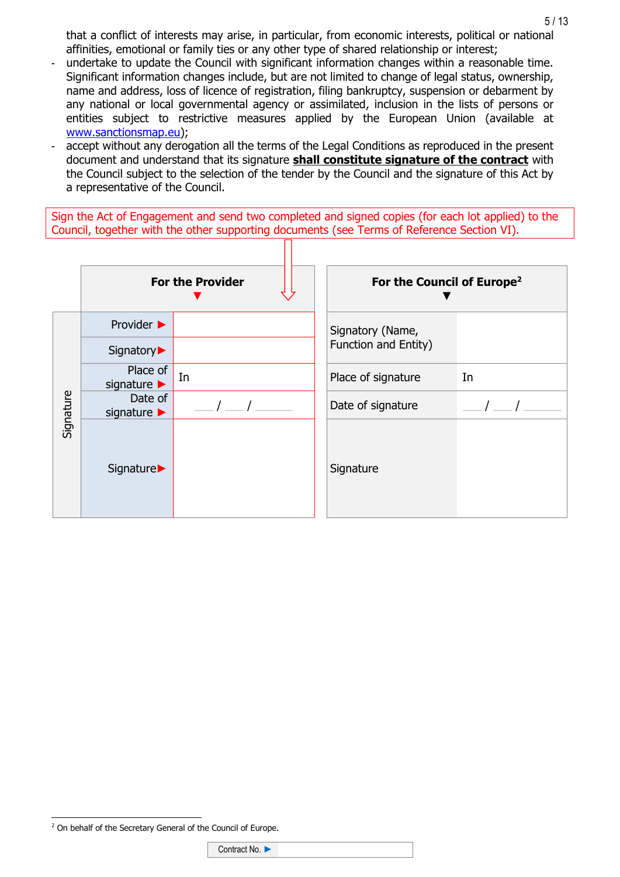that a conflict of interests may arise, in particular, from economic interests, political or national affinities, emotional or family ties or any other type of shared relationship or interest;

- undertake to update the Council with significant information changes within a reasonable time. Significant information changes include, but are not limited to change of legal status, ownership, name and address, loss of licence of registration, filing bankruptcy, suspension or debarment by any national or local governmental agency or assimilated, inclusion in the lists of persons or entities subject to restrictive measures applied by the European Union (available at www.sanctionsmap.eu);
- accept without any derogation all the terms of the Legal Conditions as reproduced in the present document and understand that its signature **shall constitute signature of the contract** with the Council subject to the selection of the tender by the Council and the signature of this Act by a representative of the Council.

Sign the Act of Engagement and send two completed and signed copies (for each lot applied) to the Council, together with the other supporting documents (see Terms of Reference Section VI).

| | For the Provider | | For the Council of Europe[2] | |
|---|---|---|---|---|
| Signature | Provider ▶ | | Signatory (Name, Function and Entity) | |
| | Signatory ▶ | | | |
| | Place of signature ▶ | In | Place of signature | In |
| | Date of signature ▶ | ___ / ___ / ______ | Date of signature | ___ / ___ / ______ |
| | Signature ▶ | | Signature | |

[2] On behalf of the Secretary General of the Council of Europe.

Contract No. ▶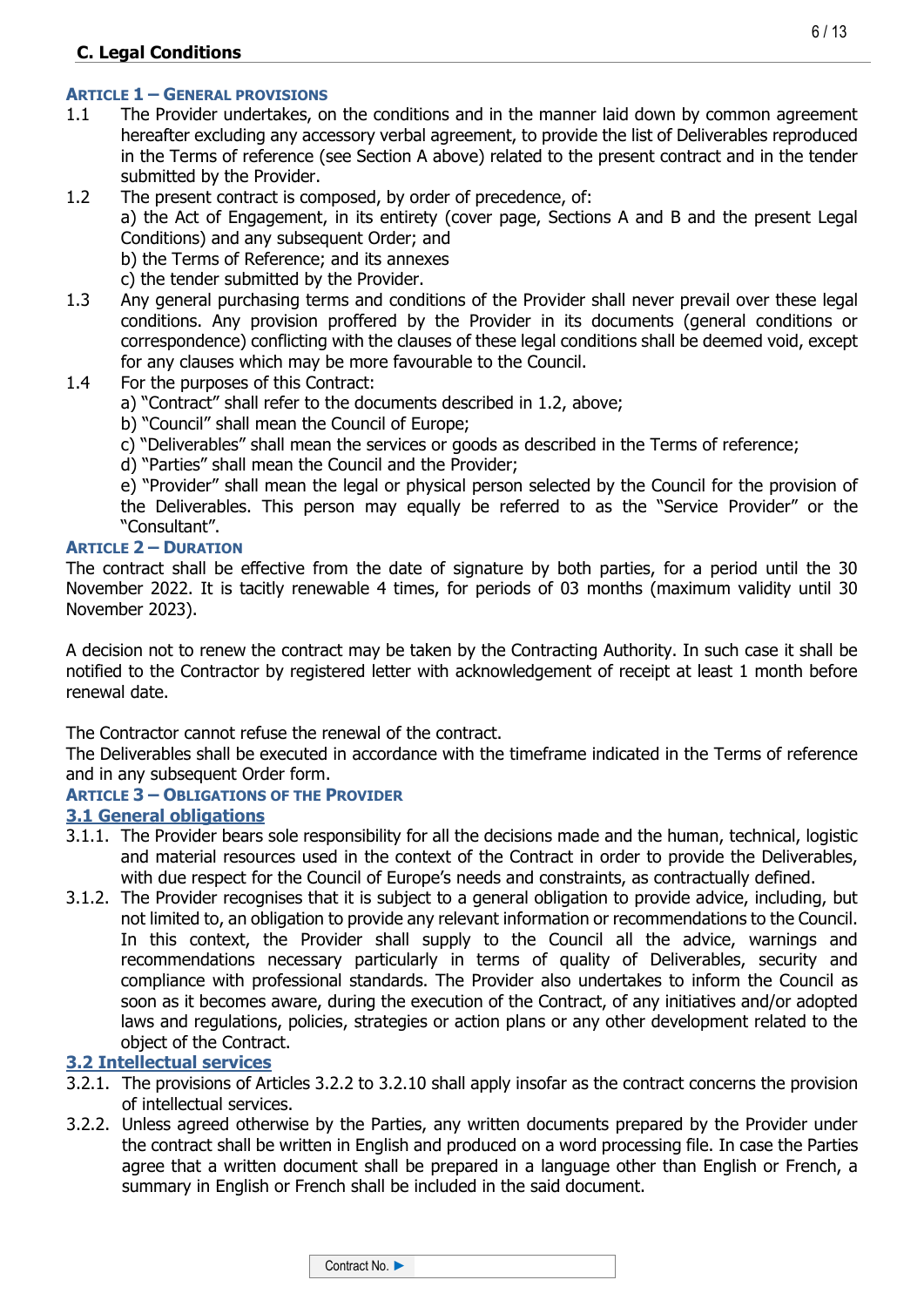## C. Legal Conditions

### Article 1 – General provisions

1.1 The Provider undertakes, on the conditions and in the manner laid down by common agreement hereafter excluding any accessory verbal agreement, to provide the list of Deliverables reproduced in the Terms of reference (see Section A above) related to the present contract and in the tender submitted by the Provider.

1.2 The present contract is composed, by order of precedence, of:
a) the Act of Engagement, in its entirety (cover page, Sections A and B and the present Legal Conditions) and any subsequent Order; and
b) the Terms of Reference; and its annexes
c) the tender submitted by the Provider.

1.3 Any general purchasing terms and conditions of the Provider shall never prevail over these legal conditions. Any provision proffered by the Provider in its documents (general conditions or correspondence) conflicting with the clauses of these legal conditions shall be deemed void, except for any clauses which may be more favourable to the Council.

1.4 For the purposes of this Contract:
a) "Contract" shall refer to the documents described in 1.2, above;
b) "Council" shall mean the Council of Europe;
c) "Deliverables" shall mean the services or goods as described in the Terms of reference;
d) "Parties" shall mean the Council and the Provider;
e) "Provider" shall mean the legal or physical person selected by the Council for the provision of the Deliverables. This person may equally be referred to as the "Service Provider" or the "Consultant".

### Article 2 – Duration

The contract shall be effective from the date of signature by both parties, for a period until the 30 November 2022. It is tacitly renewable 4 times, for periods of 03 months (maximum validity until 30 November 2023).

A decision not to renew the contract may be taken by the Contracting Authority. In such case it shall be notified to the Contractor by registered letter with acknowledgement of receipt at least 1 month before renewal date.

The Contractor cannot refuse the renewal of the contract.
The Deliverables shall be executed in accordance with the timeframe indicated in the Terms of reference and in any subsequent Order form.

### Article 3 – Obligations of the Provider

#### 3.1 General obligations

3.1.1. The Provider bears sole responsibility for all the decisions made and the human, technical, logistic and material resources used in the context of the Contract in order to provide the Deliverables, with due respect for the Council of Europe's needs and constraints, as contractually defined.

3.1.2. The Provider recognises that it is subject to a general obligation to provide advice, including, but not limited to, an obligation to provide any relevant information or recommendations to the Council. In this context, the Provider shall supply to the Council all the advice, warnings and recommendations necessary particularly in terms of quality of Deliverables, security and compliance with professional standards. The Provider also undertakes to inform the Council as soon as it becomes aware, during the execution of the Contract, of any initiatives and/or adopted laws and regulations, policies, strategies or action plans or any other development related to the object of the Contract.

#### 3.2 Intellectual services

3.2.1. The provisions of Articles 3.2.2 to 3.2.10 shall apply insofar as the contract concerns the provision of intellectual services.

3.2.2. Unless agreed otherwise by the Parties, any written documents prepared by the Provider under the contract shall be written in English and produced on a word processing file. In case the Parties agree that a written document shall be prepared in a language other than English or French, a summary in English or French shall be included in the said document.

Contract No. ►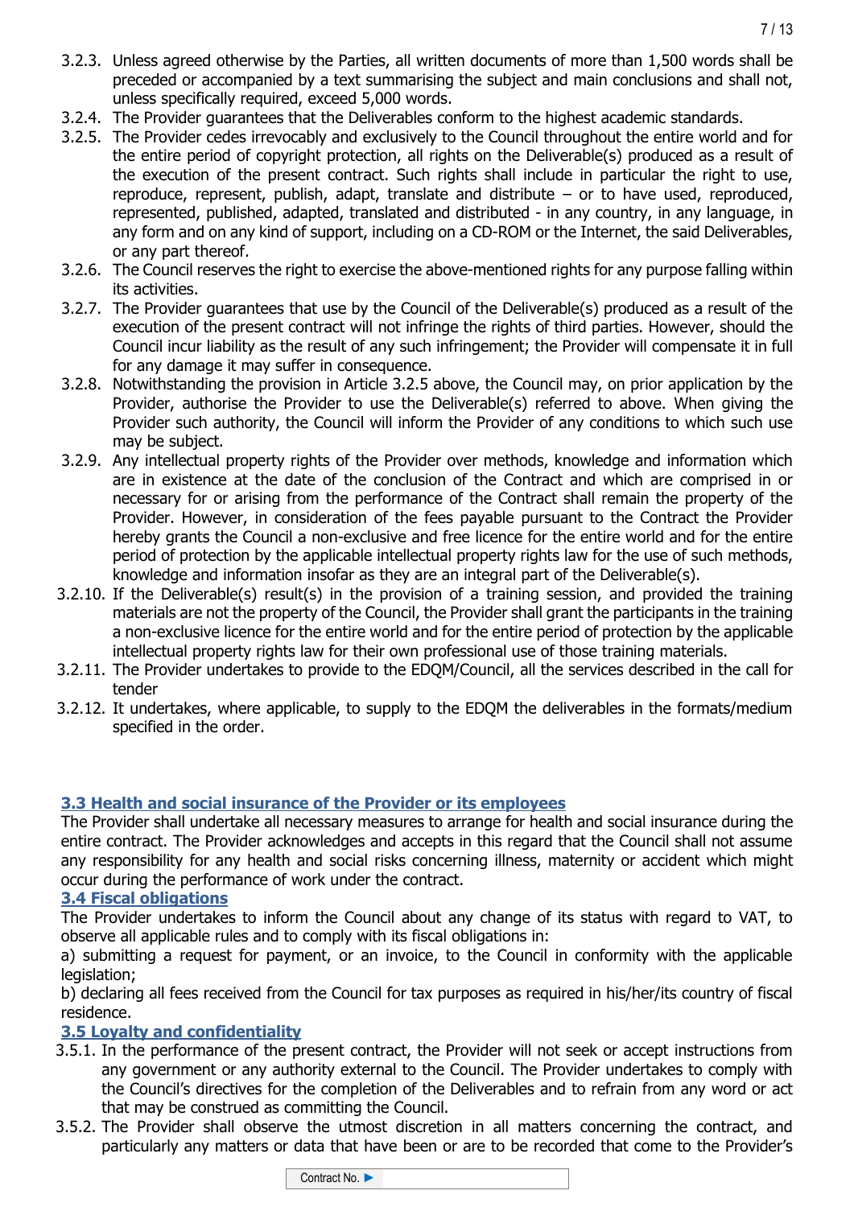3.2.3. Unless agreed otherwise by the Parties, all written documents of more than 1,500 words shall be preceded or accompanied by a text summarising the subject and main conclusions and shall not, unless specifically required, exceed 5,000 words.

3.2.4. The Provider guarantees that the Deliverables conform to the highest academic standards.

3.2.5. The Provider cedes irrevocably and exclusively to the Council throughout the entire world and for the entire period of copyright protection, all rights on the Deliverable(s) produced as a result of the execution of the present contract. Such rights shall include in particular the right to use, reproduce, represent, publish, adapt, translate and distribute – or to have used, reproduced, represented, published, adapted, translated and distributed - in any country, in any language, in any form and on any kind of support, including on a CD-ROM or the Internet, the said Deliverables, or any part thereof.

3.2.6. The Council reserves the right to exercise the above-mentioned rights for any purpose falling within its activities.

3.2.7. The Provider guarantees that use by the Council of the Deliverable(s) produced as a result of the execution of the present contract will not infringe the rights of third parties. However, should the Council incur liability as the result of any such infringement; the Provider will compensate it in full for any damage it may suffer in consequence.

3.2.8. Notwithstanding the provision in Article 3.2.5 above, the Council may, on prior application by the Provider, authorise the Provider to use the Deliverable(s) referred to above. When giving the Provider such authority, the Council will inform the Provider of any conditions to which such use may be subject.

3.2.9. Any intellectual property rights of the Provider over methods, knowledge and information which are in existence at the date of the conclusion of the Contract and which are comprised in or necessary for or arising from the performance of the Contract shall remain the property of the Provider. However, in consideration of the fees payable pursuant to the Contract the Provider hereby grants the Council a non-exclusive and free licence for the entire world and for the entire period of protection by the applicable intellectual property rights law for the use of such methods, knowledge and information insofar as they are an integral part of the Deliverable(s).

3.2.10. If the Deliverable(s) result(s) in the provision of a training session, and provided the training materials are not the property of the Council, the Provider shall grant the participants in the training a non-exclusive licence for the entire world and for the entire period of protection by the applicable intellectual property rights law for their own professional use of those training materials.

3.2.11. The Provider undertakes to provide to the EDQM/Council, all the services described in the call for tender

3.2.12. It undertakes, where applicable, to supply to the EDQM the deliverables in the formats/medium specified in the order.

### 3.3 Health and social insurance of the Provider or its employees

The Provider shall undertake all necessary measures to arrange for health and social insurance during the entire contract. The Provider acknowledges and accepts in this regard that the Council shall not assume any responsibility for any health and social risks concerning illness, maternity or accident which might occur during the performance of work under the contract.

### 3.4 Fiscal obligations

The Provider undertakes to inform the Council about any change of its status with regard to VAT, to observe all applicable rules and to comply with its fiscal obligations in:

a) submitting a request for payment, or an invoice, to the Council in conformity with the applicable legislation;

b) declaring all fees received from the Council for tax purposes as required in his/her/its country of fiscal residence.

### 3.5 Loyalty and confidentiality

3.5.1. In the performance of the present contract, the Provider will not seek or accept instructions from any government or any authority external to the Council. The Provider undertakes to comply with the Council's directives for the completion of the Deliverables and to refrain from any word or act that may be construed as committing the Council.

3.5.2. The Provider shall observe the utmost discretion in all matters concerning the contract, and particularly any matters or data that have been or are to be recorded that come to the Provider's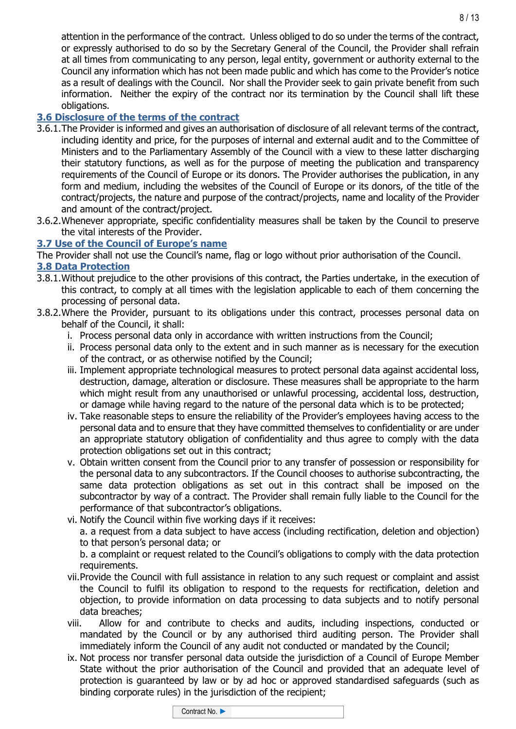attention in the performance of the contract. Unless obliged to do so under the terms of the contract, or expressly authorised to do so by the Secretary General of the Council, the Provider shall refrain at all times from communicating to any person, legal entity, government or authority external to the Council any information which has not been made public and which has come to the Provider's notice as a result of dealings with the Council. Nor shall the Provider seek to gain private benefit from such information. Neither the expiry of the contract nor its termination by the Council shall lift these obligations.

### 3.6 Disclosure of the terms of the contract

3.6.1. The Provider is informed and gives an authorisation of disclosure of all relevant terms of the contract, including identity and price, for the purposes of internal and external audit and to the Committee of Ministers and to the Parliamentary Assembly of the Council with a view to these latter discharging their statutory functions, as well as for the purpose of meeting the publication and transparency requirements of the Council of Europe or its donors. The Provider authorises the publication, in any form and medium, including the websites of the Council of Europe or its donors, of the title of the contract/projects, the nature and purpose of the contract/projects, name and locality of the Provider and amount of the contract/project.

3.6.2. Whenever appropriate, specific confidentiality measures shall be taken by the Council to preserve the vital interests of the Provider.

### 3.7 Use of the Council of Europe's name

The Provider shall not use the Council's name, flag or logo without prior authorisation of the Council.

### 3.8 Data Protection

3.8.1. Without prejudice to the other provisions of this contract, the Parties undertake, in the execution of this contract, to comply at all times with the legislation applicable to each of them concerning the processing of personal data.

3.8.2. Where the Provider, pursuant to its obligations under this contract, processes personal data on behalf of the Council, it shall:

i. Process personal data only in accordance with written instructions from the Council;

ii. Process personal data only to the extent and in such manner as is necessary for the execution of the contract, or as otherwise notified by the Council;

iii. Implement appropriate technological measures to protect personal data against accidental loss, destruction, damage, alteration or disclosure. These measures shall be appropriate to the harm which might result from any unauthorised or unlawful processing, accidental loss, destruction, or damage while having regard to the nature of the personal data which is to be protected;

iv. Take reasonable steps to ensure the reliability of the Provider's employees having access to the personal data and to ensure that they have committed themselves to confidentiality or are under an appropriate statutory obligation of confidentiality and thus agree to comply with the data protection obligations set out in this contract;

v. Obtain written consent from the Council prior to any transfer of possession or responsibility for the personal data to any subcontractors. If the Council chooses to authorise subcontracting, the same data protection obligations as set out in this contract shall be imposed on the subcontractor by way of a contract. The Provider shall remain fully liable to the Council for the performance of that subcontractor's obligations.

vi. Notify the Council within five working days if it receives:

a. a request from a data subject to have access (including rectification, deletion and objection) to that person's personal data; or

b. a complaint or request related to the Council's obligations to comply with the data protection requirements.

vii. Provide the Council with full assistance in relation to any such request or complaint and assist the Council to fulfil its obligation to respond to the requests for rectification, deletion and objection, to provide information on data processing to data subjects and to notify personal data breaches;

viii. Allow for and contribute to checks and audits, including inspections, conducted or mandated by the Council or by any authorised third auditing person. The Provider shall immediately inform the Council of any audit not conducted or mandated by the Council;

ix. Not process nor transfer personal data outside the jurisdiction of a Council of Europe Member State without the prior authorisation of the Council and provided that an adequate level of protection is guaranteed by law or by ad hoc or approved standardised safeguards (such as binding corporate rules) in the jurisdiction of the recipient;

Contract No. ►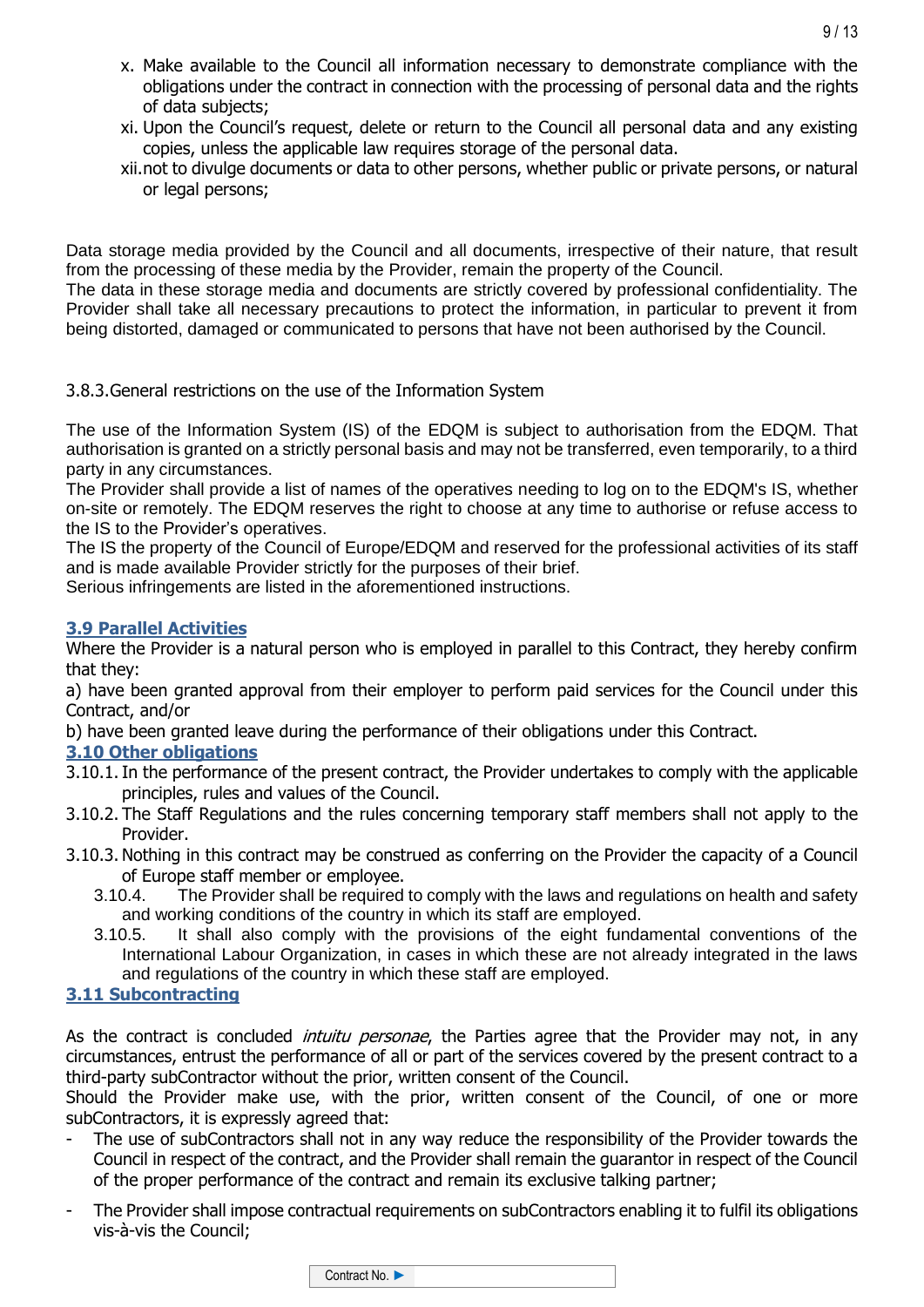x. Make available to the Council all information necessary to demonstrate compliance with the obligations under the contract in connection with the processing of personal data and the rights of data subjects;

xi. Upon the Council's request, delete or return to the Council all personal data and any existing copies, unless the applicable law requires storage of the personal data.

xii. not to divulge documents or data to other persons, whether public or private persons, or natural or legal persons;

Data storage media provided by the Council and all documents, irrespective of their nature, that result from the processing of these media by the Provider, remain the property of the Council.
The data in these storage media and documents are strictly covered by professional confidentiality. The Provider shall take all necessary precautions to protect the information, in particular to prevent it from being distorted, damaged or communicated to persons that have not been authorised by the Council.

3.8.3.General restrictions on the use of the Information System

The use of the Information System (IS) of the EDQM is subject to authorisation from the EDQM. That authorisation is granted on a strictly personal basis and may not be transferred, even temporarily, to a third party in any circumstances.
The Provider shall provide a list of names of the operatives needing to log on to the EDQM's IS, whether on-site or remotely. The EDQM reserves the right to choose at any time to authorise or refuse access to the IS to the Provider's operatives.
The IS the property of the Council of Europe/EDQM and reserved for the professional activities of its staff and is made available Provider strictly for the purposes of their brief.
Serious infringements are listed in the aforementioned instructions.

## 3.9 Parallel Activities

Where the Provider is a natural person who is employed in parallel to this Contract, they hereby confirm that they:

a) have been granted approval from their employer to perform paid services for the Council under this Contract, and/or

b) have been granted leave during the performance of their obligations under this Contract.

## 3.10 Other obligations

3.10.1. In the performance of the present contract, the Provider undertakes to comply with the applicable principles, rules and values of the Council.

3.10.2. The Staff Regulations and the rules concerning temporary staff members shall not apply to the Provider.

3.10.3. Nothing in this contract may be construed as conferring on the Provider the capacity of a Council of Europe staff member or employee.

3.10.4. The Provider shall be required to comply with the laws and regulations on health and safety and working conditions of the country in which its staff are employed.

3.10.5. It shall also comply with the provisions of the eight fundamental conventions of the International Labour Organization, in cases in which these are not already integrated in the laws and regulations of the country in which these staff are employed.

## 3.11 Subcontracting

As the contract is concluded *intuitu personae*, the Parties agree that the Provider may not, in any circumstances, entrust the performance of all or part of the services covered by the present contract to a third-party subContractor without the prior, written consent of the Council.
Should the Provider make use, with the prior, written consent of the Council, of one or more subContractors, it is expressly agreed that:

- The use of subContractors shall not in any way reduce the responsibility of the Provider towards the Council in respect of the contract, and the Provider shall remain the guarantor in respect of the Council of the proper performance of the contract and remain its exclusive talking partner;
- The Provider shall impose contractual requirements on subContractors enabling it to fulfil its obligations vis-à-vis the Council;

Contract No. ►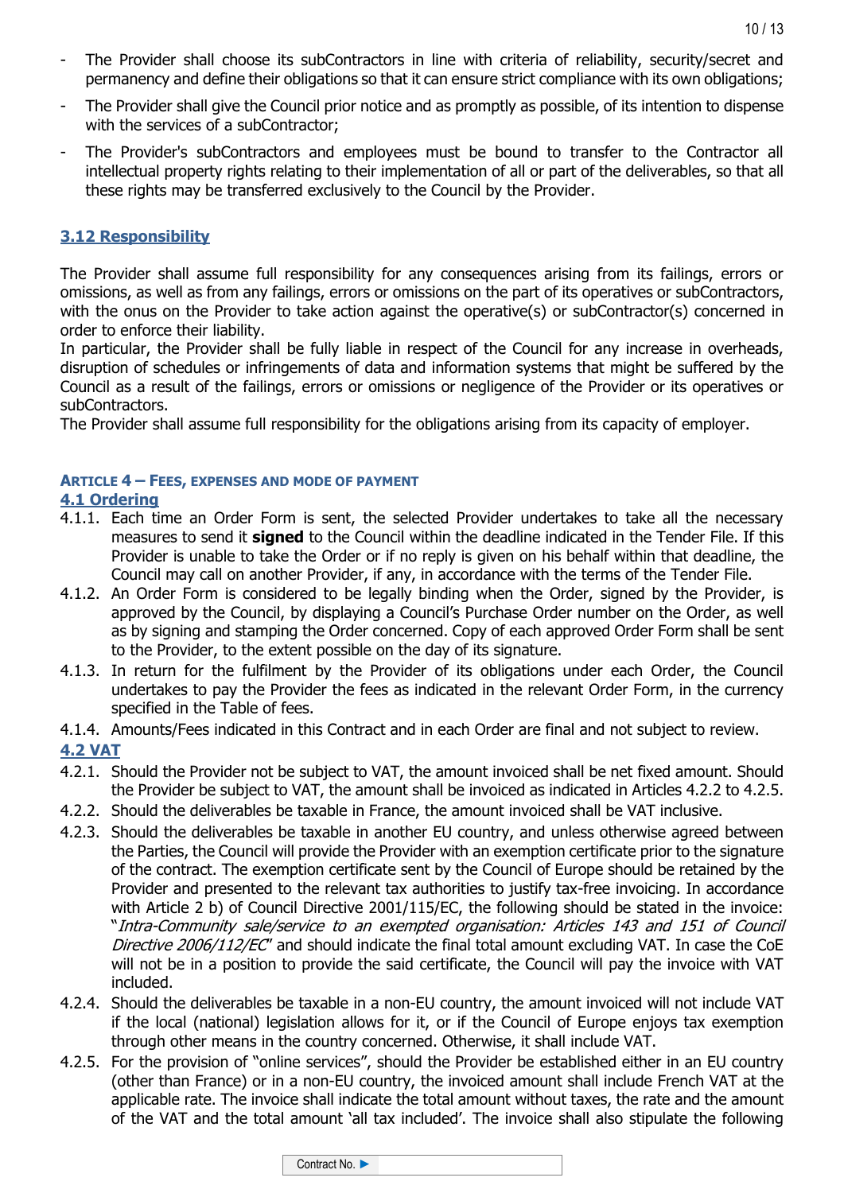- The Provider shall choose its subContractors in line with criteria of reliability, security/secret and permanency and define their obligations so that it can ensure strict compliance with its own obligations;
- The Provider shall give the Council prior notice and as promptly as possible, of its intention to dispense with the services of a subContractor;
- The Provider's subContractors and employees must be bound to transfer to the Contractor all intellectual property rights relating to their implementation of all or part of the deliverables, so that all these rights may be transferred exclusively to the Council by the Provider.

### 3.12 Responsibility

The Provider shall assume full responsibility for any consequences arising from its failings, errors or omissions, as well as from any failings, errors or omissions on the part of its operatives or subContractors, with the onus on the Provider to take action against the operative(s) or subContractor(s) concerned in order to enforce their liability.

In particular, the Provider shall be fully liable in respect of the Council for any increase in overheads, disruption of schedules or infringements of data and information systems that might be suffered by the Council as a result of the failings, errors or omissions or negligence of the Provider or its operatives or subContractors.

The Provider shall assume full responsibility for the obligations arising from its capacity of employer.

## ARTICLE 4 – FEES, EXPENSES AND MODE OF PAYMENT

### 4.1 Ordering

4.1.1. Each time an Order Form is sent, the selected Provider undertakes to take all the necessary measures to send it **signed** to the Council within the deadline indicated in the Tender File. If this Provider is unable to take the Order or if no reply is given on his behalf within that deadline, the Council may call on another Provider, if any, in accordance with the terms of the Tender File.

4.1.2. An Order Form is considered to be legally binding when the Order, signed by the Provider, is approved by the Council, by displaying a Council's Purchase Order number on the Order, as well as by signing and stamping the Order concerned. Copy of each approved Order Form shall be sent to the Provider, to the extent possible on the day of its signature.

4.1.3. In return for the fulfilment by the Provider of its obligations under each Order, the Council undertakes to pay the Provider the fees as indicated in the relevant Order Form, in the currency specified in the Table of fees.

4.1.4. Amounts/Fees indicated in this Contract and in each Order are final and not subject to review.

### 4.2 VAT

4.2.1. Should the Provider not be subject to VAT, the amount invoiced shall be net fixed amount. Should the Provider be subject to VAT, the amount shall be invoiced as indicated in Articles 4.2.2 to 4.2.5.

4.2.2. Should the deliverables be taxable in France, the amount invoiced shall be VAT inclusive.

4.2.3. Should the deliverables be taxable in another EU country, and unless otherwise agreed between the Parties, the Council will provide the Provider with an exemption certificate prior to the signature of the contract. The exemption certificate sent by the Council of Europe should be retained by the Provider and presented to the relevant tax authorities to justify tax-free invoicing. In accordance with Article 2 b) of Council Directive 2001/115/EC, the following should be stated in the invoice: "*Intra-Community sale/service to an exempted organisation: Articles 143 and 151 of Council Directive 2006/112/EC*" and should indicate the final total amount excluding VAT. In case the CoE will not be in a position to provide the said certificate, the Council will pay the invoice with VAT included.

4.2.4. Should the deliverables be taxable in a non-EU country, the amount invoiced will not include VAT if the local (national) legislation allows for it, or if the Council of Europe enjoys tax exemption through other means in the country concerned. Otherwise, it shall include VAT.

4.2.5. For the provision of "online services", should the Provider be established either in an EU country (other than France) or in a non-EU country, the invoiced amount shall include French VAT at the applicable rate. The invoice shall indicate the total amount without taxes, the rate and the amount of the VAT and the total amount 'all tax included'. The invoice shall also stipulate the following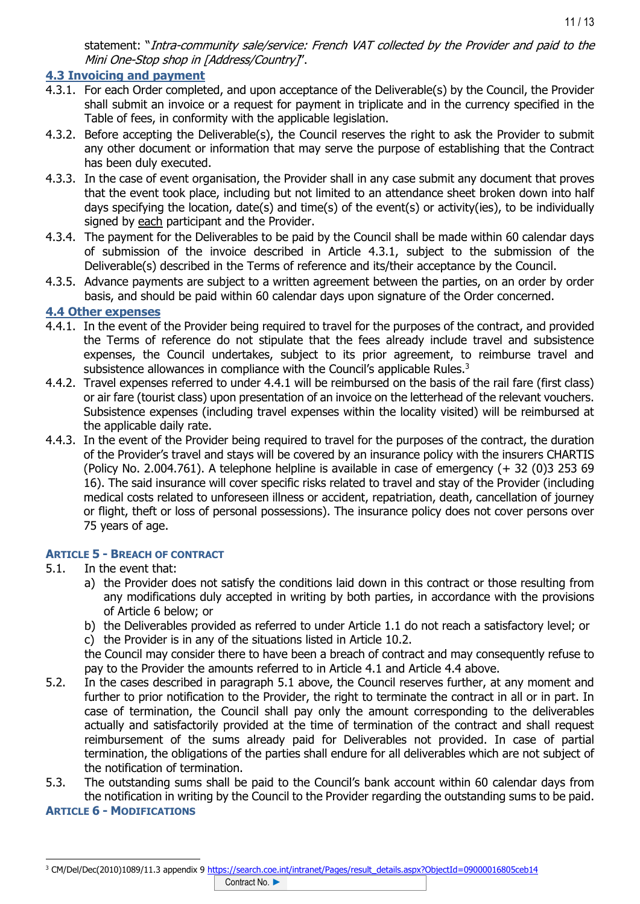statement: "*Intra-community sale/service: French VAT collected by the Provider and paid to the Mini One-Stop shop in [Address/Country]*".

### 4.3 Invoicing and payment

4.3.1. For each Order completed, and upon acceptance of the Deliverable(s) by the Council, the Provider shall submit an invoice or a request for payment in triplicate and in the currency specified in the Table of fees, in conformity with the applicable legislation.

4.3.2. Before accepting the Deliverable(s), the Council reserves the right to ask the Provider to submit any other document or information that may serve the purpose of establishing that the Contract has been duly executed.

4.3.3. In the case of event organisation, the Provider shall in any case submit any document that proves that the event took place, including but not limited to an attendance sheet broken down into half days specifying the location, date(s) and time(s) of the event(s) or activity(ies), to be individually signed by each participant and the Provider.

4.3.4. The payment for the Deliverables to be paid by the Council shall be made within 60 calendar days of submission of the invoice described in Article 4.3.1, subject to the submission of the Deliverable(s) described in the Terms of reference and its/their acceptance by the Council.

4.3.5. Advance payments are subject to a written agreement between the parties, on an order by order basis, and should be paid within 60 calendar days upon signature of the Order concerned.

### 4.4 Other expenses

4.4.1. In the event of the Provider being required to travel for the purposes of the contract, and provided the Terms of reference do not stipulate that the fees already include travel and subsistence expenses, the Council undertakes, subject to its prior agreement, to reimburse travel and subsistence allowances in compliance with the Council's applicable Rules.[3]

4.4.2. Travel expenses referred to under 4.4.1 will be reimbursed on the basis of the rail fare (first class) or air fare (tourist class) upon presentation of an invoice on the letterhead of the relevant vouchers. Subsistence expenses (including travel expenses within the locality visited) will be reimbursed at the applicable daily rate.

4.4.3. In the event of the Provider being required to travel for the purposes of the contract, the duration of the Provider's travel and stays will be covered by an insurance policy with the insurers CHARTIS (Policy No. 2.004.761). A telephone helpline is available in case of emergency (+ 32 (0)3 253 69 16). The said insurance will cover specific risks related to travel and stay of the Provider (including medical costs related to unforeseen illness or accident, repatriation, death, cancellation of journey or flight, theft or loss of personal possessions). The insurance policy does not cover persons over 75 years of age.

## Article 5 - Breach of contract

5.1. In the event that:

a) the Provider does not satisfy the conditions laid down in this contract or those resulting from any modifications duly accepted in writing by both parties, in accordance with the provisions of Article 6 below; or
b) the Deliverables provided as referred to under Article 1.1 do not reach a satisfactory level; or
c) the Provider is in any of the situations listed in Article 10.2.

the Council may consider there to have been a breach of contract and may consequently refuse to pay to the Provider the amounts referred to in Article 4.1 and Article 4.4 above.

5.2. In the cases described in paragraph 5.1 above, the Council reserves further, at any moment and further to prior notification to the Provider, the right to terminate the contract in all or in part. In case of termination, the Council shall pay only the amount corresponding to the deliverables actually and satisfactorily provided at the time of termination of the contract and shall request reimbursement of the sums already paid for Deliverables not provided. In case of partial termination, the obligations of the parties shall endure for all deliverables which are not subject of the notification of termination.

5.3. The outstanding sums shall be paid to the Council's bank account within 60 calendar days from the notification in writing by the Council to the Provider regarding the outstanding sums to be paid.

## Article 6 - Modifications

[3] CM/Del/Dec(2010)1089/11.3 appendix 9 https://search.coe.int/intranet/Pages/result_details.aspx?ObjectId=09000016805ceb14

Contract No. ►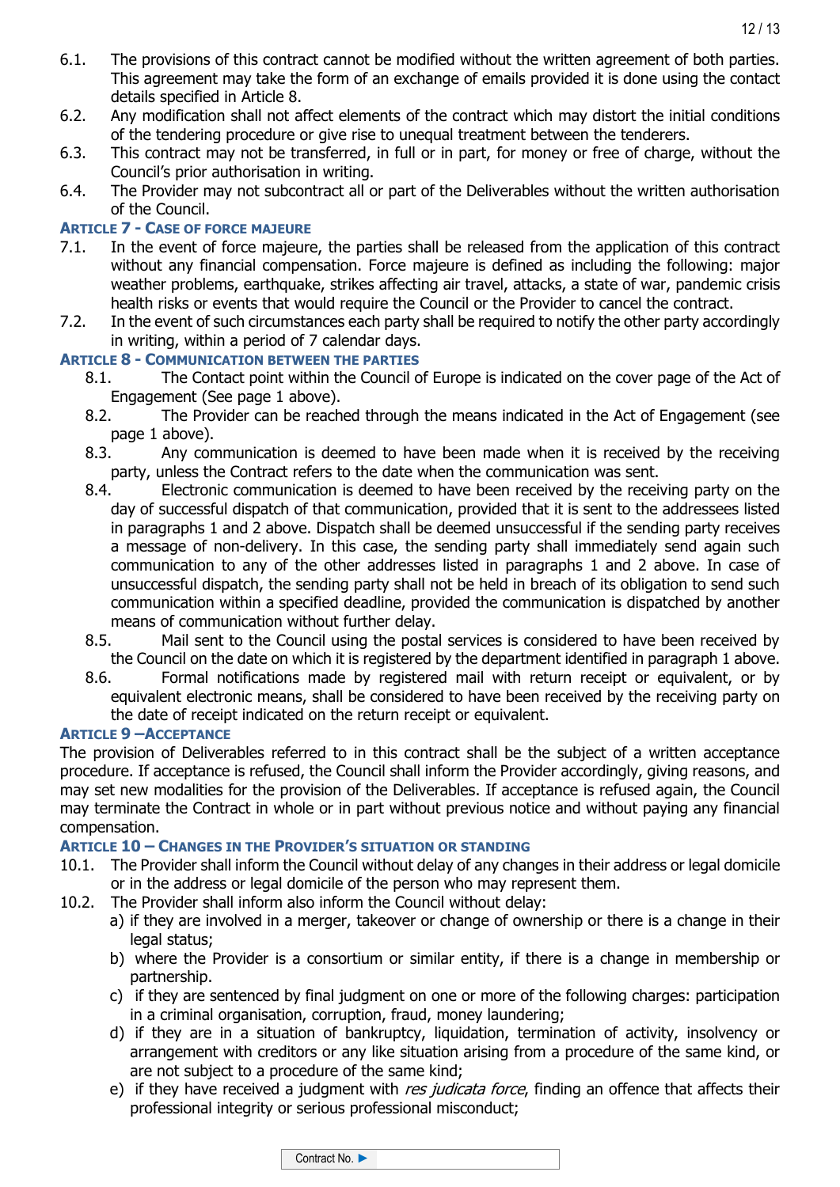6.1. The provisions of this contract cannot be modified without the written agreement of both parties. This agreement may take the form of an exchange of emails provided it is done using the contact details specified in Article 8.

6.2. Any modification shall not affect elements of the contract which may distort the initial conditions of the tendering procedure or give rise to unequal treatment between the tenderers.

6.3. This contract may not be transferred, in full or in part, for money or free of charge, without the Council's prior authorisation in writing.

6.4. The Provider may not subcontract all or part of the Deliverables without the written authorisation of the Council.

## Article 7 - Case of force majeure

7.1. In the event of force majeure, the parties shall be released from the application of this contract without any financial compensation. Force majeure is defined as including the following: major weather problems, earthquake, strikes affecting air travel, attacks, a state of war, pandemic crisis health risks or events that would require the Council or the Provider to cancel the contract.

7.2. In the event of such circumstances each party shall be required to notify the other party accordingly in writing, within a period of 7 calendar days.

## Article 8 - Communication between the parties

8.1. The Contact point within the Council of Europe is indicated on the cover page of the Act of Engagement (See page 1 above).

8.2. The Provider can be reached through the means indicated in the Act of Engagement (see page 1 above).

8.3. Any communication is deemed to have been made when it is received by the receiving party, unless the Contract refers to the date when the communication was sent.

8.4. Electronic communication is deemed to have been received by the receiving party on the day of successful dispatch of that communication, provided that it is sent to the addressees listed in paragraphs 1 and 2 above. Dispatch shall be deemed unsuccessful if the sending party receives a message of non-delivery. In this case, the sending party shall immediately send again such communication to any of the other addresses listed in paragraphs 1 and 2 above. In case of unsuccessful dispatch, the sending party shall not be held in breach of its obligation to send such communication within a specified deadline, provided the communication is dispatched by another means of communication without further delay.

8.5. Mail sent to the Council using the postal services is considered to have been received by the Council on the date on which it is registered by the department identified in paragraph 1 above.

8.6. Formal notifications made by registered mail with return receipt or equivalent, or by equivalent electronic means, shall be considered to have been received by the receiving party on the date of receipt indicated on the return receipt or equivalent.

## Article 9 – Acceptance

The provision of Deliverables referred to in this contract shall be the subject of a written acceptance procedure. If acceptance is refused, the Council shall inform the Provider accordingly, giving reasons, and may set new modalities for the provision of the Deliverables. If acceptance is refused again, the Council may terminate the Contract in whole or in part without previous notice and without paying any financial compensation.

## Article 10 – Changes in the Provider's situation or standing

10.1. The Provider shall inform the Council without delay of any changes in their address or legal domicile or in the address or legal domicile of the person who may represent them.

10.2. The Provider shall inform also inform the Council without delay:

a) if they are involved in a merger, takeover or change of ownership or there is a change in their legal status;

b) where the Provider is a consortium or similar entity, if there is a change in membership or partnership.

c) if they are sentenced by final judgment on one or more of the following charges: participation in a criminal organisation, corruption, fraud, money laundering;

d) if they are in a situation of bankruptcy, liquidation, termination of activity, insolvency or arrangement with creditors or any like situation arising from a procedure of the same kind, or are not subject to a procedure of the same kind;

e) if they have received a judgment with *res judicata force*, finding an offence that affects their professional integrity or serious professional misconduct;

Contract No. ►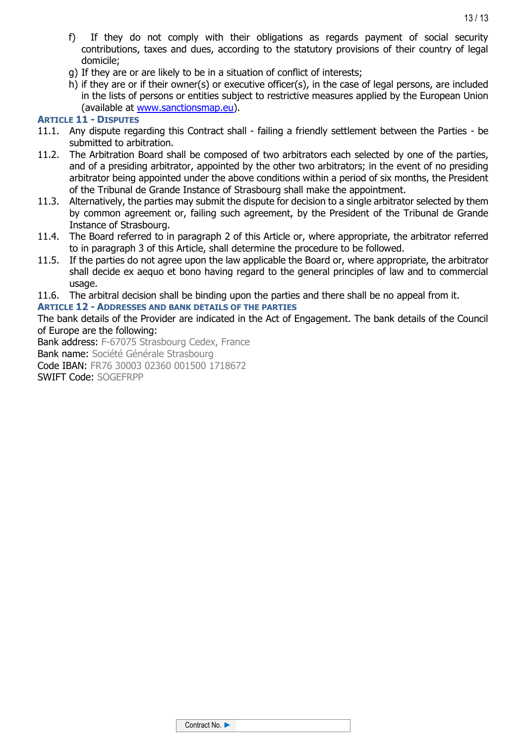f) If they do not comply with their obligations as regards payment of social security contributions, taxes and dues, according to the statutory provisions of their country of legal domicile;

g) If they are or are likely to be in a situation of conflict of interests;

h) if they are or if their owner(s) or executive officer(s), in the case of legal persons, are included in the lists of persons or entities subject to restrictive measures applied by the European Union (available at [www.sanctionsmap.eu](http://www.sanctionsmap.eu)).

### ARTICLE 11 - DISPUTES

11.1. Any dispute regarding this Contract shall - failing a friendly settlement between the Parties - be submitted to arbitration.

11.2. The Arbitration Board shall be composed of two arbitrators each selected by one of the parties, and of a presiding arbitrator, appointed by the other two arbitrators; in the event of no presiding arbitrator being appointed under the above conditions within a period of six months, the President of the Tribunal de Grande Instance of Strasbourg shall make the appointment.

11.3. Alternatively, the parties may submit the dispute for decision to a single arbitrator selected by them by common agreement or, failing such agreement, by the President of the Tribunal de Grande Instance of Strasbourg.

11.4. The Board referred to in paragraph 2 of this Article or, where appropriate, the arbitrator referred to in paragraph 3 of this Article, shall determine the procedure to be followed.

11.5. If the parties do not agree upon the law applicable the Board or, where appropriate, the arbitrator shall decide ex aequo et bono having regard to the general principles of law and to commercial usage.

11.6. The arbitral decision shall be binding upon the parties and there shall be no appeal from it.

### ARTICLE 12 - ADDRESSES AND BANK DETAILS OF THE PARTIES

The bank details of the Provider are indicated in the Act of Engagement. The bank details of the Council of Europe are the following:

Bank address: F-67075 Strasbourg Cedex, France
Bank name: Société Générale Strasbourg
Code IBAN: FR76 30003 02360 001500 1718672
SWIFT Code: SOGEFRPP

Contract No. ►